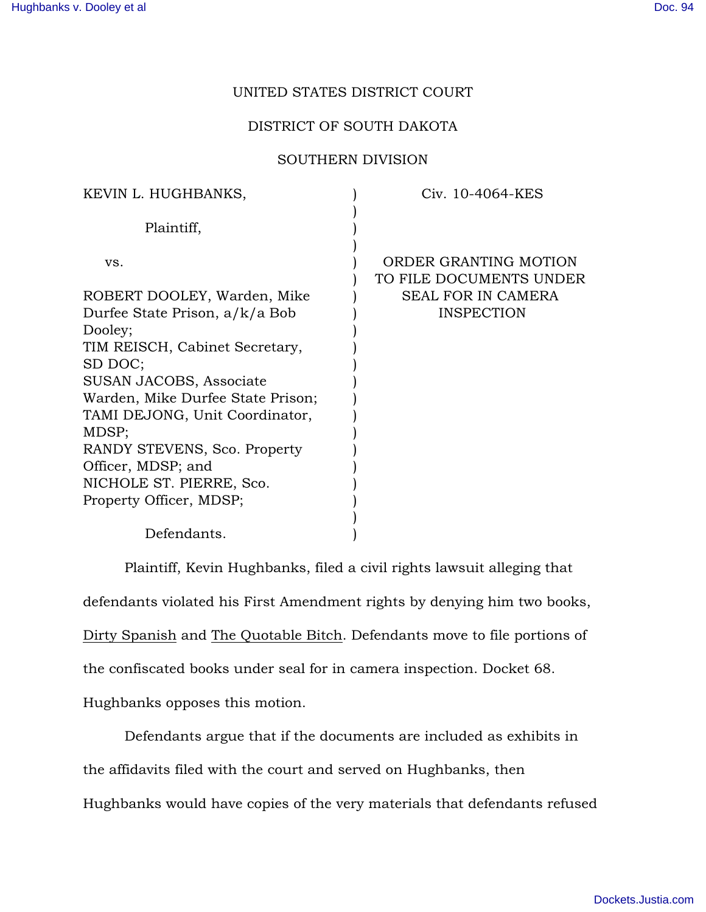UNITED STATES DISTRICT COURT

DISTRICT OF SOUTH DAKOTA

SOUTHERN DIVISION

| | | |
|---|---|---|
| KEVIN L. HUGHBANKS,<br><br>Plaintiff,<br><br>vs.<br><br>ROBERT DOOLEY, Warden, Mike Durfee State Prison, a/k/a Bob Dooley;<br>TIM REISCH, Cabinet Secretary, SD DOC;<br>SUSAN JACOBS, Associate Warden, Mike Durfee State Prison;<br>TAMI DEJONG, Unit Coordinator, MDSP;<br>RANDY STEVENS, Sco. Property Officer, MDSP; and<br>NICHOLE ST. PIERRE, Sco. Property Officer, MDSP;<br><br>Defendants. | ) | Civ. 10-4064-KES<br><br>ORDER GRANTING MOTION TO FILE DOCUMENTS UNDER SEAL FOR IN CAMERA INSPECTION |

Plaintiff, Kevin Hughbanks, filed a civil rights lawsuit alleging that defendants violated his First Amendment rights by denying him two books, Dirty Spanish and The Quotable Bitch. Defendants move to file portions of the confiscated books under seal for in camera inspection. Docket 68. Hughbanks opposes this motion.

Defendants argue that if the documents are included as exhibits in the affidavits filed with the court and served on Hughbanks, then Hughbanks would have copies of the very materials that defendants refused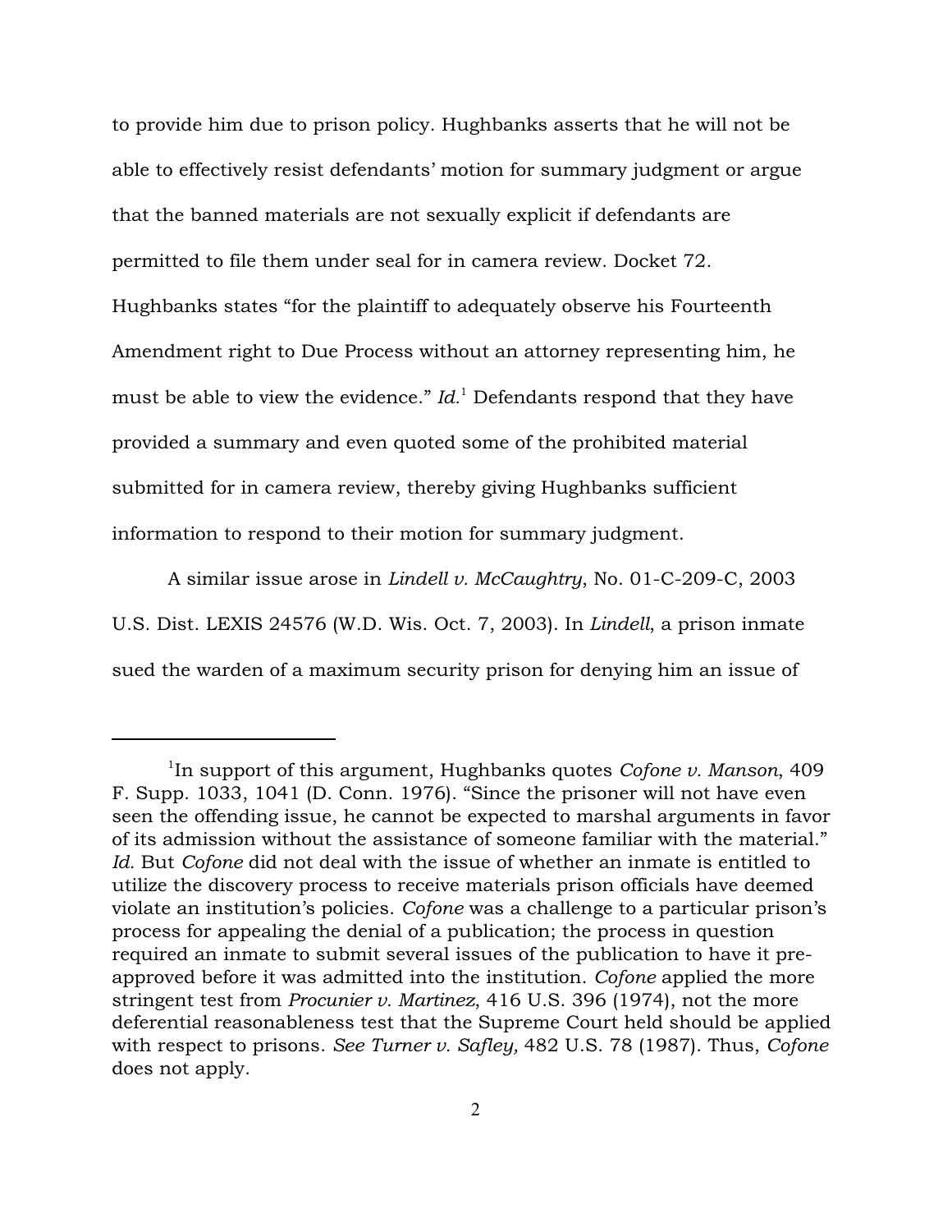to provide him due to prison policy. Hughbanks asserts that he will not be able to effectively resist defendants' motion for summary judgment or argue that the banned materials are not sexually explicit if defendants are permitted to file them under seal for in camera review. Docket 72. Hughbanks states "for the plaintiff to adequately observe his Fourteenth Amendment right to Due Process without an attorney representing him, he must be able to view the evidence." *Id.*[1] Defendants respond that they have provided a summary and even quoted some of the prohibited material submitted for in camera review, thereby giving Hughbanks sufficient information to respond to their motion for summary judgment.

A similar issue arose in *Lindell v. McCaughtry*, No. 01-C-209-C, 2003 U.S. Dist. LEXIS 24576 (W.D. Wis. Oct. 7, 2003). In *Lindell*, a prison inmate sued the warden of a maximum security prison for denying him an issue of

---

[1]In support of this argument, Hughbanks quotes *Cofone v. Manson*, 409 F. Supp. 1033, 1041 (D. Conn. 1976). "Since the prisoner will not have even seen the offending issue, he cannot be expected to marshal arguments in favor of its admission without the assistance of someone familiar with the material." *Id.* But *Cofone* did not deal with the issue of whether an inmate is entitled to utilize the discovery process to receive materials prison officials have deemed violate an institution's policies. *Cofone* was a challenge to a particular prison's process for appealing the denial of a publication; the process in question required an inmate to submit several issues of the publication to have it pre-approved before it was admitted into the institution. *Cofone* applied the more stringent test from *Procunier v. Martinez*, 416 U.S. 396 (1974), not the more deferential reasonableness test that the Supreme Court held should be applied with respect to prisons. *See Turner v. Safley,* 482 U.S. 78 (1987). Thus, *Cofone* does not apply.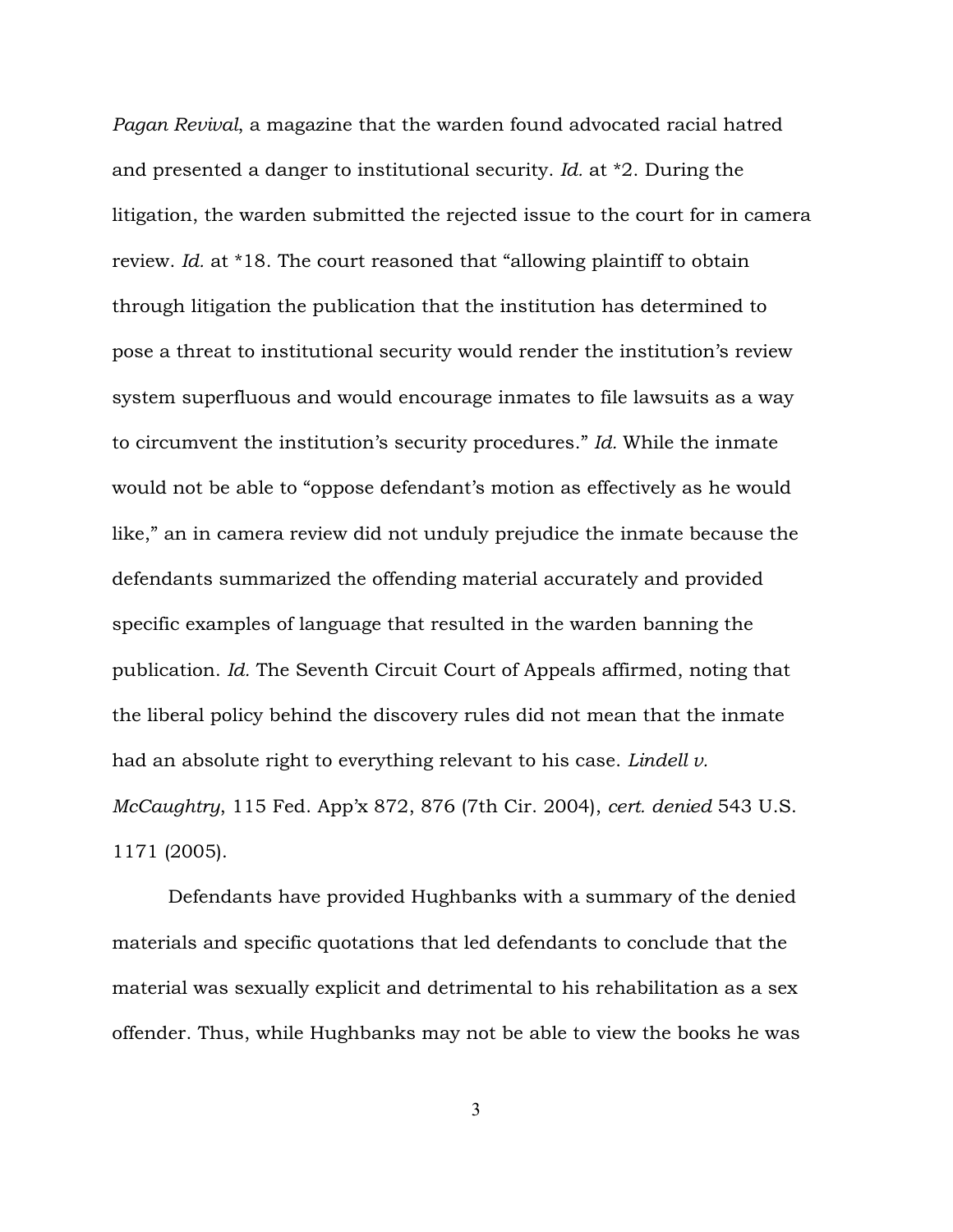*Pagan Revival*, a magazine that the warden found advocated racial hatred and presented a danger to institutional security. *Id.* at *2. During the litigation, the warden submitted the rejected issue to the court for in camera review. *Id.* at *18. The court reasoned that "allowing plaintiff to obtain through litigation the publication that the institution has determined to pose a threat to institutional security would render the institution's review system superfluous and would encourage inmates to file lawsuits as a way to circumvent the institution's security procedures." *Id.* While the inmate would not be able to "oppose defendant's motion as effectively as he would like," an in camera review did not unduly prejudice the inmate because the defendants summarized the offending material accurately and provided specific examples of language that resulted in the warden banning the publication. *Id.* The Seventh Circuit Court of Appeals affirmed, noting that the liberal policy behind the discovery rules did not mean that the inmate had an absolute right to everything relevant to his case. *Lindell v. McCaughtry*, 115 Fed. App'x 872, 876 (7th Cir. 2004), *cert. denied* 543 U.S. 1171 (2005).

Defendants have provided Hughbanks with a summary of the denied materials and specific quotations that led defendants to conclude that the material was sexually explicit and detrimental to his rehabilitation as a sex offender. Thus, while Hughbanks may not be able to view the books he was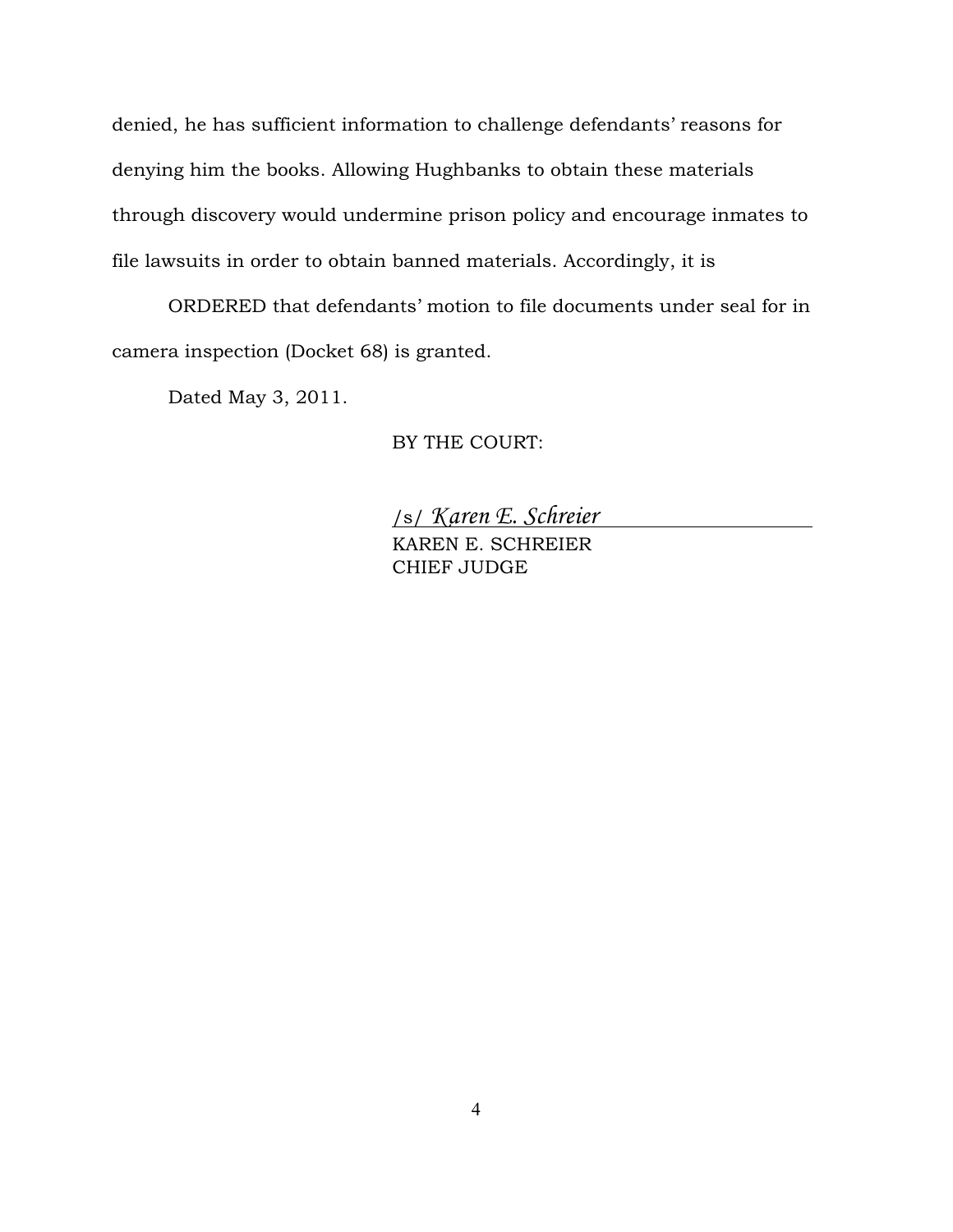denied, he has sufficient information to challenge defendants' reasons for denying him the books. Allowing Hughbanks to obtain these materials through discovery would undermine prison policy and encourage inmates to file lawsuits in order to obtain banned materials. Accordingly, it is

ORDERED that defendants' motion to file documents under seal for in camera inspection (Docket 68) is granted.

Dated May 3, 2011.

BY THE COURT:

/s/ *Karen E. Schreier*
KAREN E. SCHREIER
CHIEF JUDGE